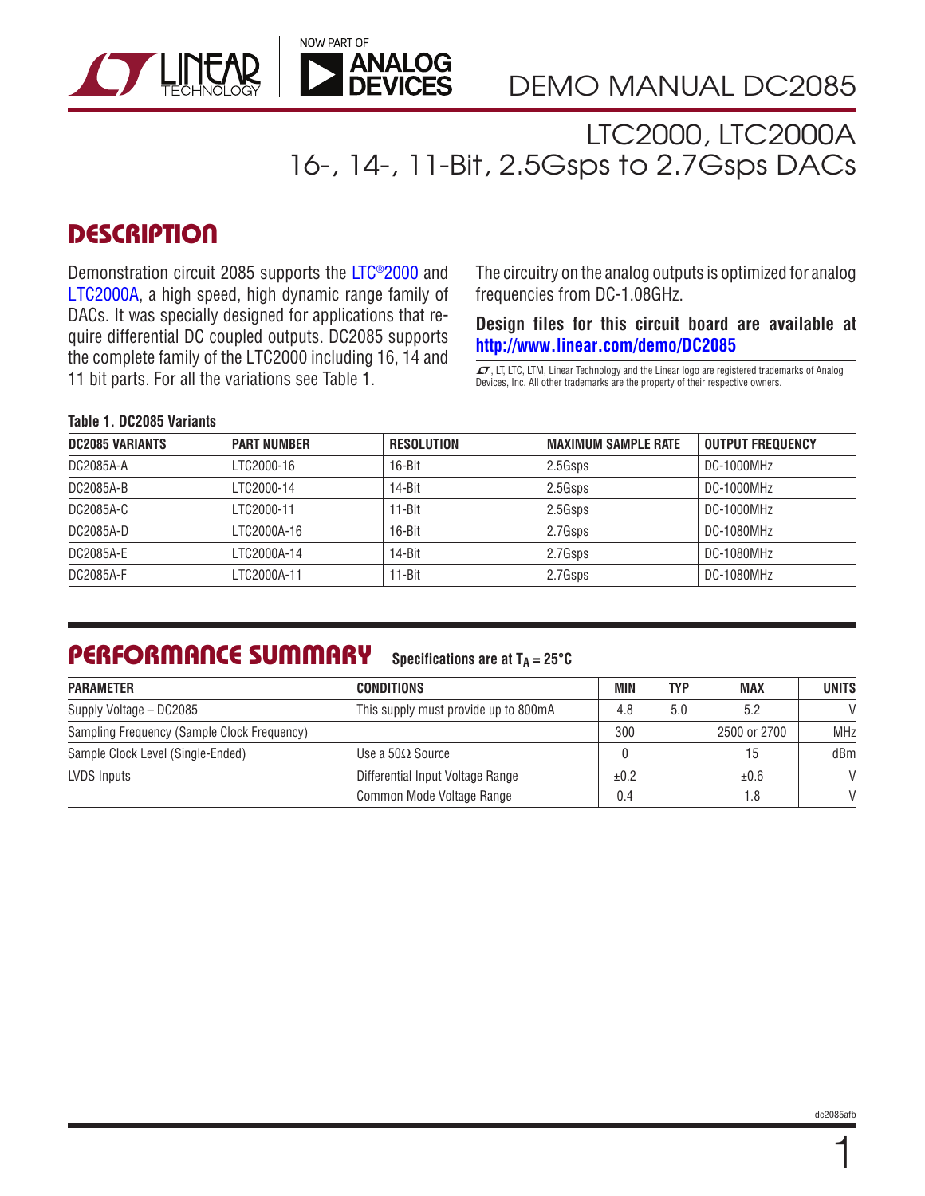# DEMO MANUAL DC2085

## LTC2000, LTC2000A
## 16-, 14-, 11-Bit, 2.5Gsps to 2.7Gsps DACs

## DESCRIPTION

Demonstration circuit 2085 supports the LTC®2000 and LTC2000A, a high speed, high dynamic range family of DACs. It was specially designed for applications that require differential DC coupled outputs. DC2085 supports the complete family of the LTC2000 including 16, 14 and 11 bit parts. For all the variations see Table 1.

The circuitry on the analog outputs is optimized for analog frequencies from DC-1.08GHz.

**Design files for this circuit board are available at http://www.linear.com/demo/DC2085**

LT, LTC, LTM, Linear Technology and the Linear logo are registered trademarks of Analog Devices, Inc. All other trademarks are the property of their respective owners.

**Table 1. DC2085 Variants**

| DC2085 VARIANTS | PART NUMBER | RESOLUTION | MAXIMUM SAMPLE RATE | OUTPUT FREQUENCY |
|---|---|---|---|---|
| DC2085A-A | LTC2000-16 | 16-Bit | 2.5Gsps | DC-1000MHz |
| DC2085A-B | LTC2000-14 | 14-Bit | 2.5Gsps | DC-1000MHz |
| DC2085A-C | LTC2000-11 | 11-Bit | 2.5Gsps | DC-1000MHz |
| DC2085A-D | LTC2000A-16 | 16-Bit | 2.7Gsps | DC-1080MHz |
| DC2085A-E | LTC2000A-14 | 14-Bit | 2.7Gsps | DC-1080MHz |
| DC2085A-F | LTC2000A-11 | 11-Bit | 2.7Gsps | DC-1080MHz |

## PERFORMANCE SUMMARY

**Specifications are at $T_A = 25°C$**

| PARAMETER | CONDITIONS | MIN | TYP | MAX | UNITS |
|---|---|---|---|---|---|
| Supply Voltage – DC2085 | This supply must provide up to 800mA | 4.8 | 5.0 | 5.2 | V |
| Sampling Frequency (Sample Clock Frequency) | | 300 | | 2500 or 2700 | MHz |
| Sample Clock Level (Single-Ended) | Use a 50Ω Source | 0 | | 15 | dBm |
| LVDS Inputs | Differential Input Voltage Range | ±0.2 | | ±0.6 | V |
| | Common Mode Voltage Range | 0.4 | | 1.8 | V |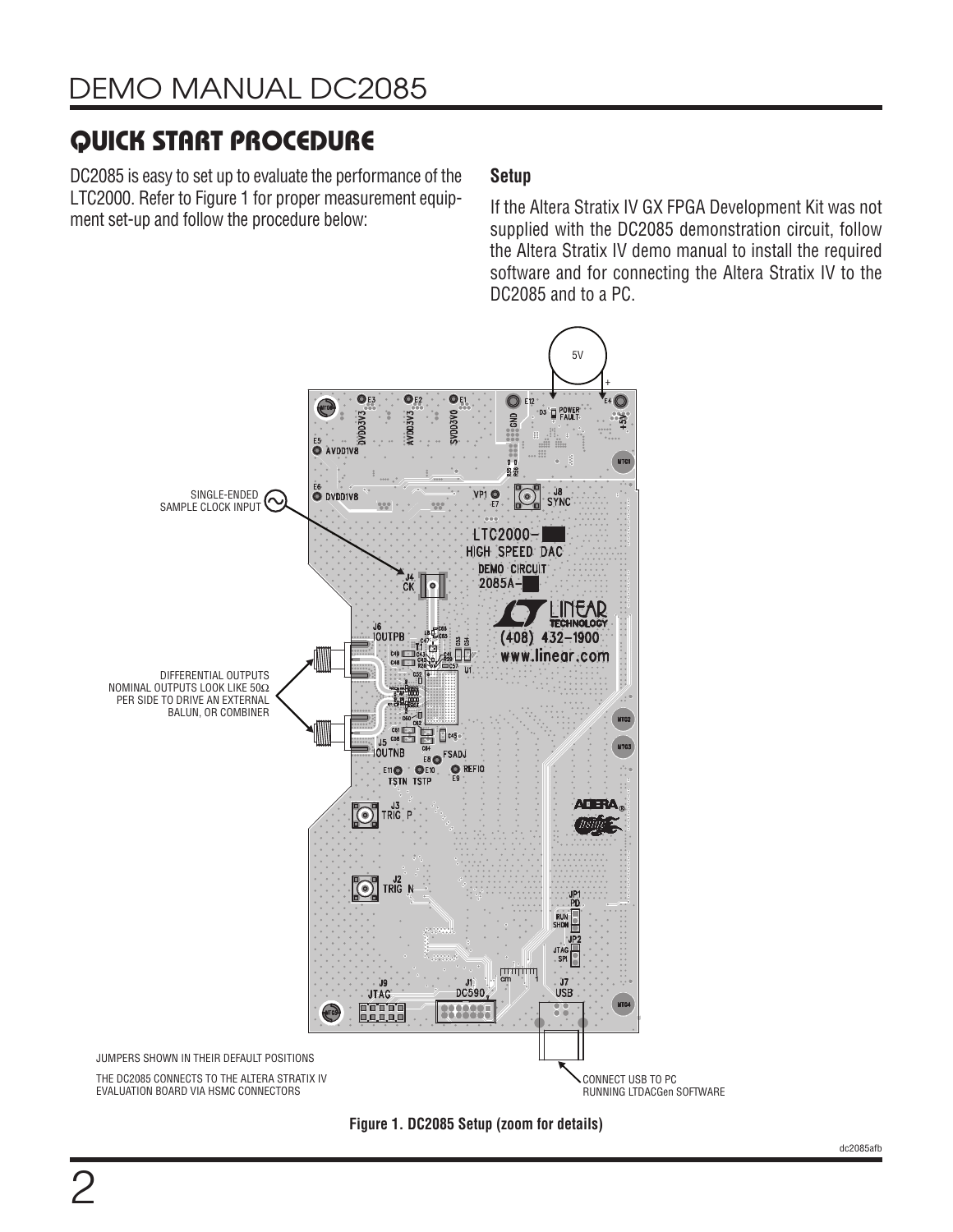## QUICK START PROCEDURE

DC2085 is easy to set up to evaluate the performance of the LTC2000. Refer to Figure 1 for proper measurement equipment set-up and follow the procedure below:

### Setup

If the Altera Stratix IV GX FPGA Development Kit was not supplied with the DC2085 demonstration circuit, follow the Altera Stratix IV demo manual to install the required software and for connecting the Altera Stratix IV to the DC2085 and to a PC.

SINGLE-ENDED SAMPLE CLOCK INPUT

DIFFERENTIAL OUTPUTS NOMINAL OUTPUTS LOOK LIKE 50Ω PER SIDE TO DRIVE AN EXTERNAL BALUN, OR COMBINER

JUMPERS SHOWN IN THEIR DEFAULT POSITIONS

THE DC2085 CONNECTS TO THE ALTERA STRATIX IV EVALUATION BOARD VIA HSMC CONNECTORS

CONNECT USB TO PC RUNNING LTDACGen SOFTWARE

**Figure 1. DC2085 Setup (zoom for details)**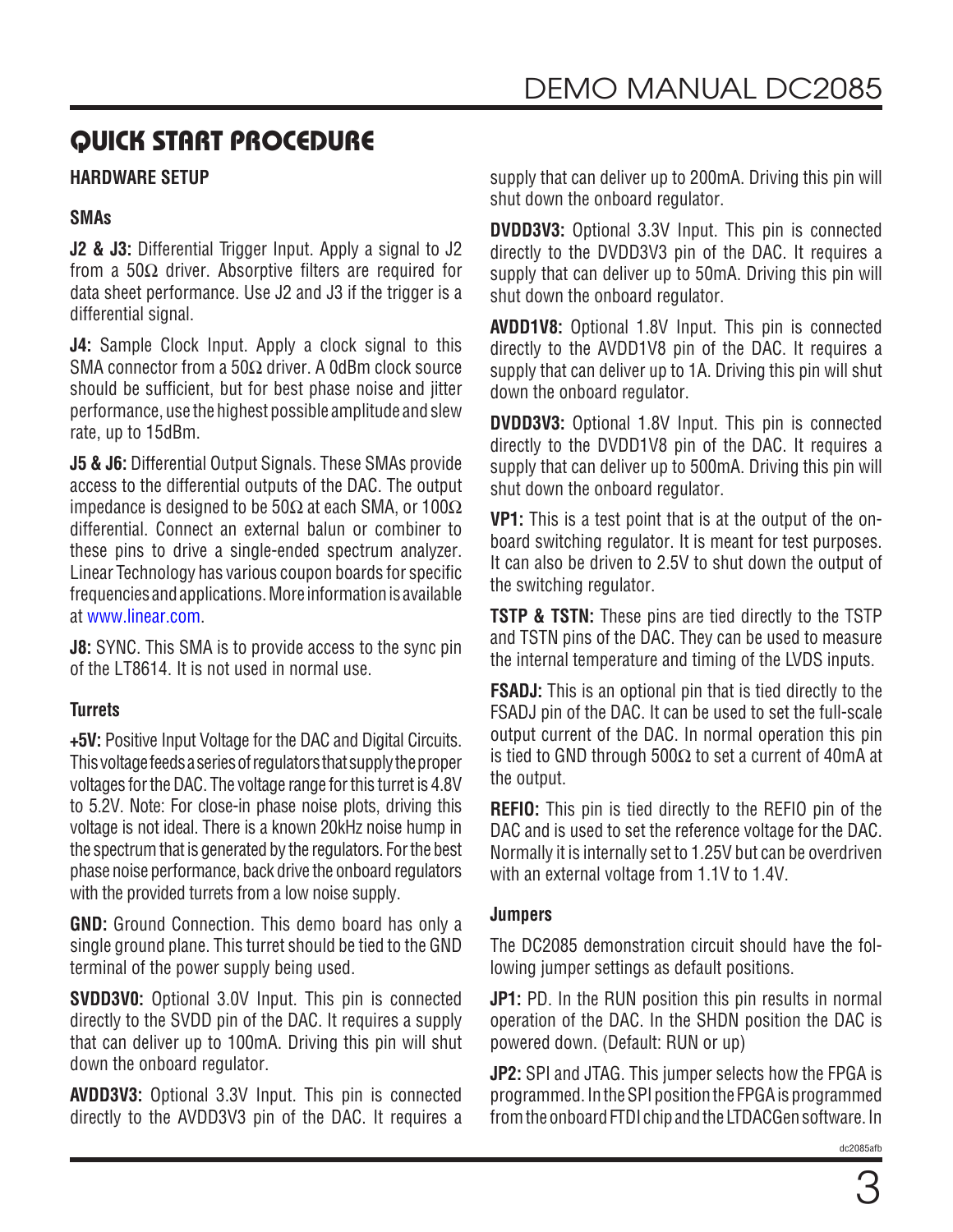# QUICK START PROCEDURE

## HARDWARE SETUP

### SMAs

**J2 & J3:** Differential Trigger Input. Apply a signal to J2 from a 50Ω driver. Absorptive filters are required for data sheet performance. Use J2 and J3 if the trigger is a differential signal.

**J4:** Sample Clock Input. Apply a clock signal to this SMA connector from a 50Ω driver. A 0dBm clock source should be sufficient, but for best phase noise and jitter performance, use the highest possible amplitude and slew rate, up to 15dBm.

**J5 & J6:** Differential Output Signals. These SMAs provide access to the differential outputs of the DAC. The output impedance is designed to be 50Ω at each SMA, or 100Ω differential. Connect an external balun or combiner to these pins to drive a single-ended spectrum analyzer. Linear Technology has various coupon boards for specific frequencies and applications. More information is available at www.linear.com.

**J8:** SYNC. This SMA is to provide access to the sync pin of the LT8614. It is not used in normal use.

### Turrets

**+5V:** Positive Input Voltage for the DAC and Digital Circuits. This voltage feeds a series of regulators that supply the proper voltages for the DAC. The voltage range for this turret is 4.8V to 5.2V. Note: For close-in phase noise plots, driving this voltage is not ideal. There is a known 20kHz noise hump in the spectrum that is generated by the regulators. For the best phase noise performance, back drive the onboard regulators with the provided turrets from a low noise supply.

**GND:** Ground Connection. This demo board has only a single ground plane. This turret should be tied to the GND terminal of the power supply being used.

**SVDD3V0:** Optional 3.0V Input. This pin is connected directly to the SVDD pin of the DAC. It requires a supply that can deliver up to 100mA. Driving this pin will shut down the onboard regulator.

**AVDD3V3:** Optional 3.3V Input. This pin is connected directly to the AVDD3V3 pin of the DAC. It requires a supply that can deliver up to 200mA. Driving this pin will shut down the onboard regulator.

**DVDD3V3:** Optional 3.3V Input. This pin is connected directly to the DVDD3V3 pin of the DAC. It requires a supply that can deliver up to 50mA. Driving this pin will shut down the onboard regulator.

**AVDD1V8:** Optional 1.8V Input. This pin is connected directly to the AVDD1V8 pin of the DAC. It requires a supply that can deliver up to 1A. Driving this pin will shut down the onboard regulator.

**DVDD3V3:** Optional 1.8V Input. This pin is connected directly to the DVDD1V8 pin of the DAC. It requires a supply that can deliver up to 500mA. Driving this pin will shut down the onboard regulator.

**VP1:** This is a test point that is at the output of the onboard switching regulator. It is meant for test purposes. It can also be driven to 2.5V to shut down the output of the switching regulator.

**TSTP & TSTN:** These pins are tied directly to the TSTP and TSTN pins of the DAC. They can be used to measure the internal temperature and timing of the LVDS inputs.

**FSADJ:** This is an optional pin that is tied directly to the FSADJ pin of the DAC. It can be used to set the full-scale output current of the DAC. In normal operation this pin is tied to GND through 500Ω to set a current of 40mA at the output.

**REFIO:** This pin is tied directly to the REFIO pin of the DAC and is used to set the reference voltage for the DAC. Normally it is internally set to 1.25V but can be overdriven with an external voltage from 1.1V to 1.4V.

### Jumpers

The DC2085 demonstration circuit should have the following jumper settings as default positions.

**JP1:** PD. In the RUN position this pin results in normal operation of the DAC. In the SHDN position the DAC is powered down. (Default: RUN or up)

**JP2:** SPI and JTAG. This jumper selects how the FPGA is programmed. In the SPI position the FPGA is programmed from the onboard FTDI chip and the LTDACGen software. In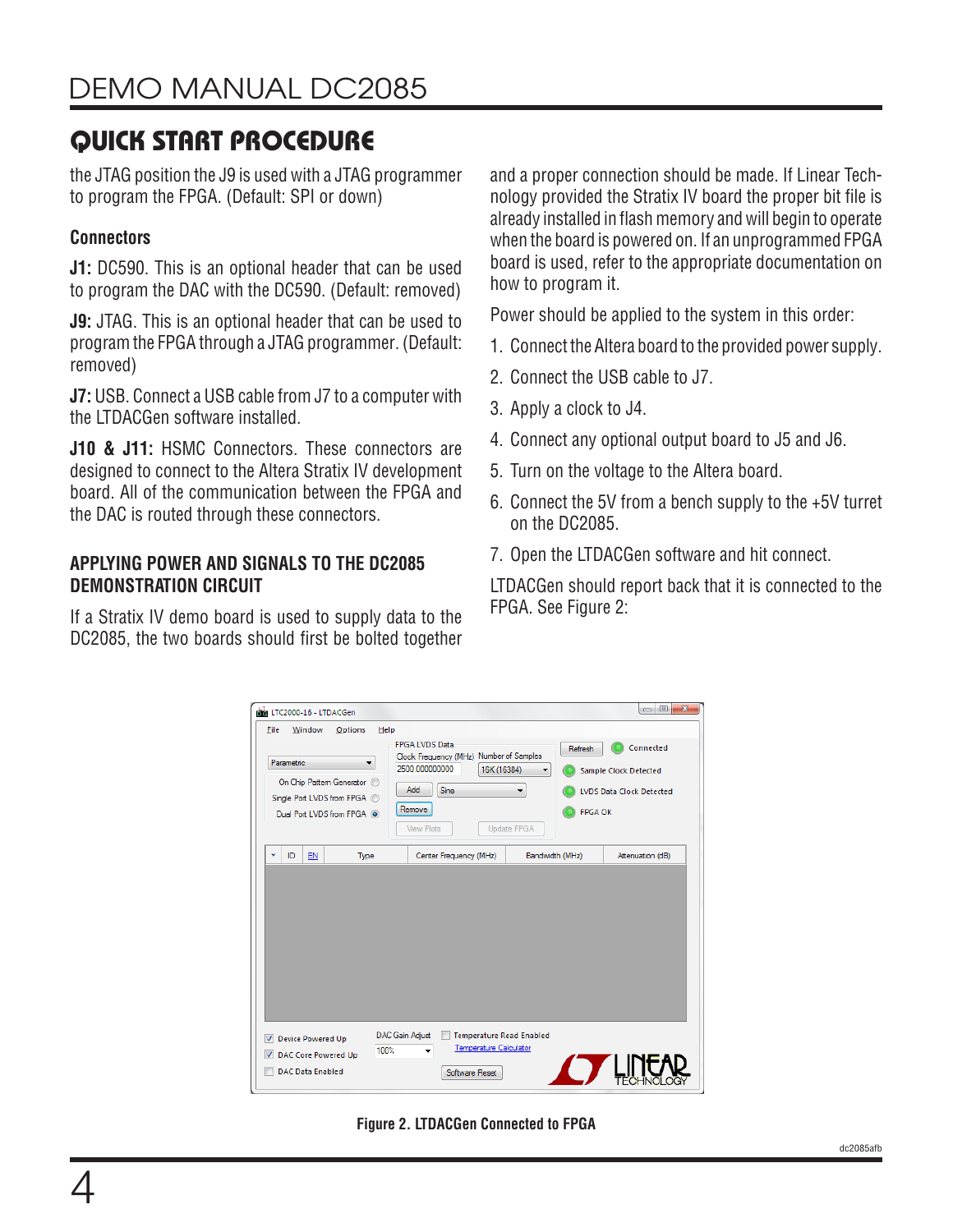## QUICK START PROCEDURE

the JTAG position the J9 is used with a JTAG programmer to program the FPGA. (Default: SPI or down)

### Connectors

**J1:** DC590. This is an optional header that can be used to program the DAC with the DC590. (Default: removed)

**J9:** JTAG. This is an optional header that can be used to program the FPGA through a JTAG programmer. (Default: removed)

**J7:** USB. Connect a USB cable from J7 to a computer with the LTDACGen software installed.

**J10 & J11:** HSMC Connectors. These connectors are designed to connect to the Altera Stratix IV development board. All of the communication between the FPGA and the DAC is routed through these connectors.

### APPLYING POWER AND SIGNALS TO THE DC2085 DEMONSTRATION CIRCUIT

If a Stratix IV demo board is used to supply data to the DC2085, the two boards should first be bolted together and a proper connection should be made. If Linear Technology provided the Stratix IV board the proper bit file is already installed in flash memory and will begin to operate when the board is powered on. If an unprogrammed FPGA board is used, refer to the appropriate documentation on how to program it.

Power should be applied to the system in this order:

1. Connect the Altera board to the provided power supply.
2. Connect the USB cable to J7.
3. Apply a clock to J4.
4. Connect any optional output board to J5 and J6.
5. Turn on the voltage to the Altera board.
6. Connect the 5V from a bench supply to the +5V turret on the DC2085.
7. Open the LTDACGen software and hit connect.

LTDACGen should report back that it is connected to the FPGA. See Figure 2:

**Figure 2. LTDACGen Connected to FPGA**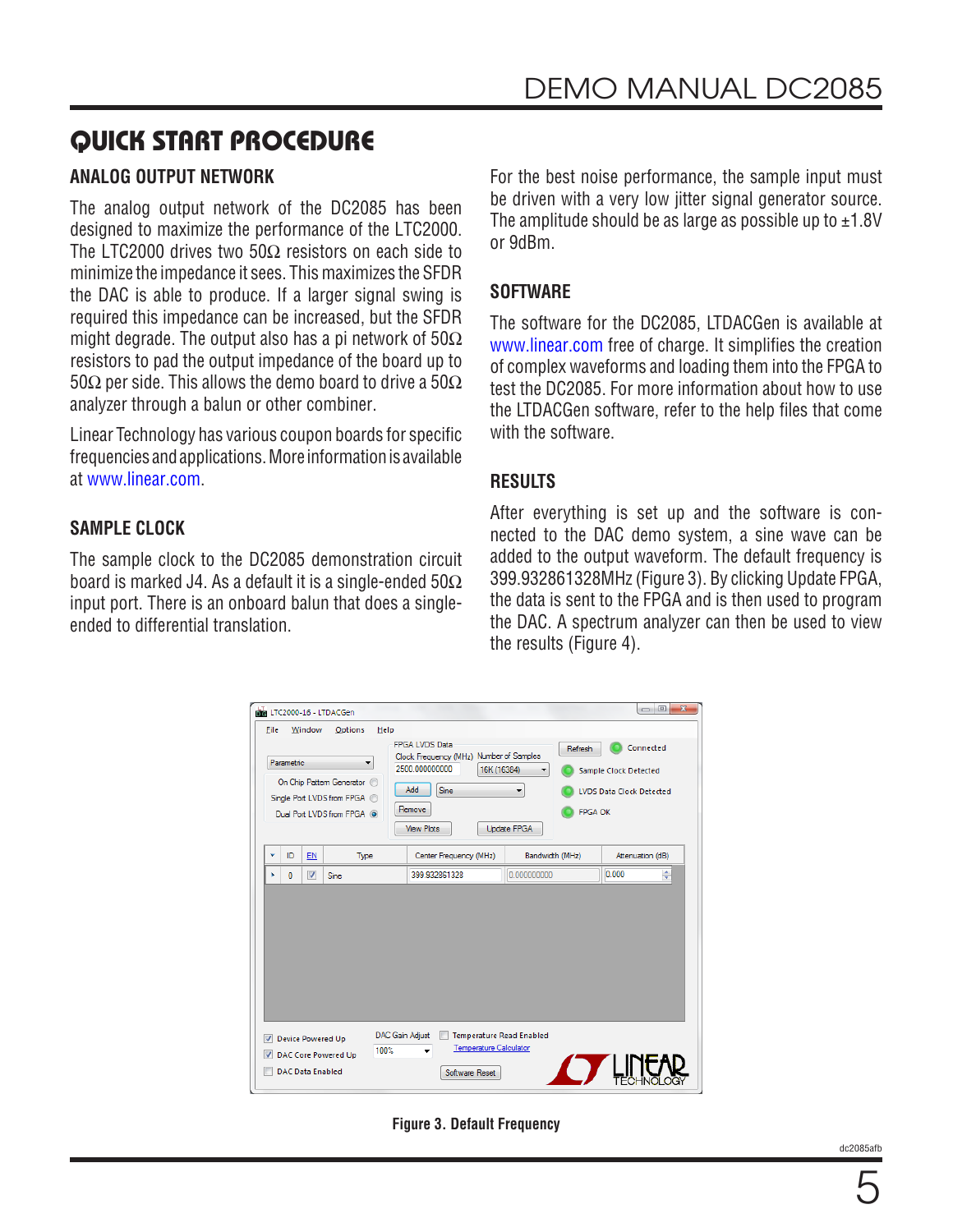## QUICK START PROCEDURE

### ANALOG OUTPUT NETWORK

The analog output network of the DC2085 has been designed to maximize the performance of the LTC2000. The LTC2000 drives two 50Ω resistors on each side to minimize the impedance it sees. This maximizes the SFDR the DAC is able to produce. If a larger signal swing is required this impedance can be increased, but the SFDR might degrade. The output also has a pi network of 50Ω resistors to pad the output impedance of the board up to 50Ω per side. This allows the demo board to drive a 50Ω analyzer through a balun or other combiner.

Linear Technology has various coupon boards for specific frequencies and applications. More information is available at www.linear.com.

### SAMPLE CLOCK

The sample clock to the DC2085 demonstration circuit board is marked J4. As a default it is a single-ended 50Ω input port. There is an onboard balun that does a single-ended to differential translation.

For the best noise performance, the sample input must be driven with a very low jitter signal generator source. The amplitude should be as large as possible up to ±1.8V or 9dBm.

### SOFTWARE

The software for the DC2085, LTDACGen is available at www.linear.com free of charge. It simplifies the creation of complex waveforms and loading them into the FPGA to test the DC2085. For more information about how to use the LTDACGen software, refer to the help files that come with the software.

### RESULTS

After everything is set up and the software is connected to the DAC demo system, a sine wave can be added to the output waveform. The default frequency is 399.932861328MHz (Figure 3). By clicking Update FPGA, the data is sent to the FPGA and is then used to program the DAC. A spectrum analyzer can then be used to view the results (Figure 4).

Figure 3. Default Frequency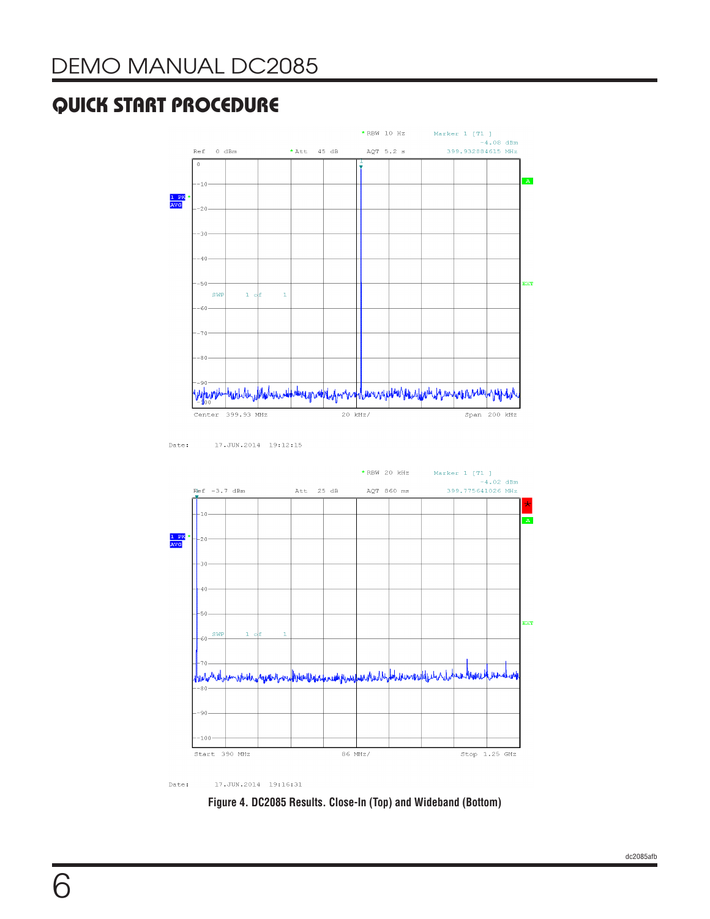## QUICK START PROCEDURE

Figure 4. DC2085 Results. Close-In (Top) and Wideband (Bottom)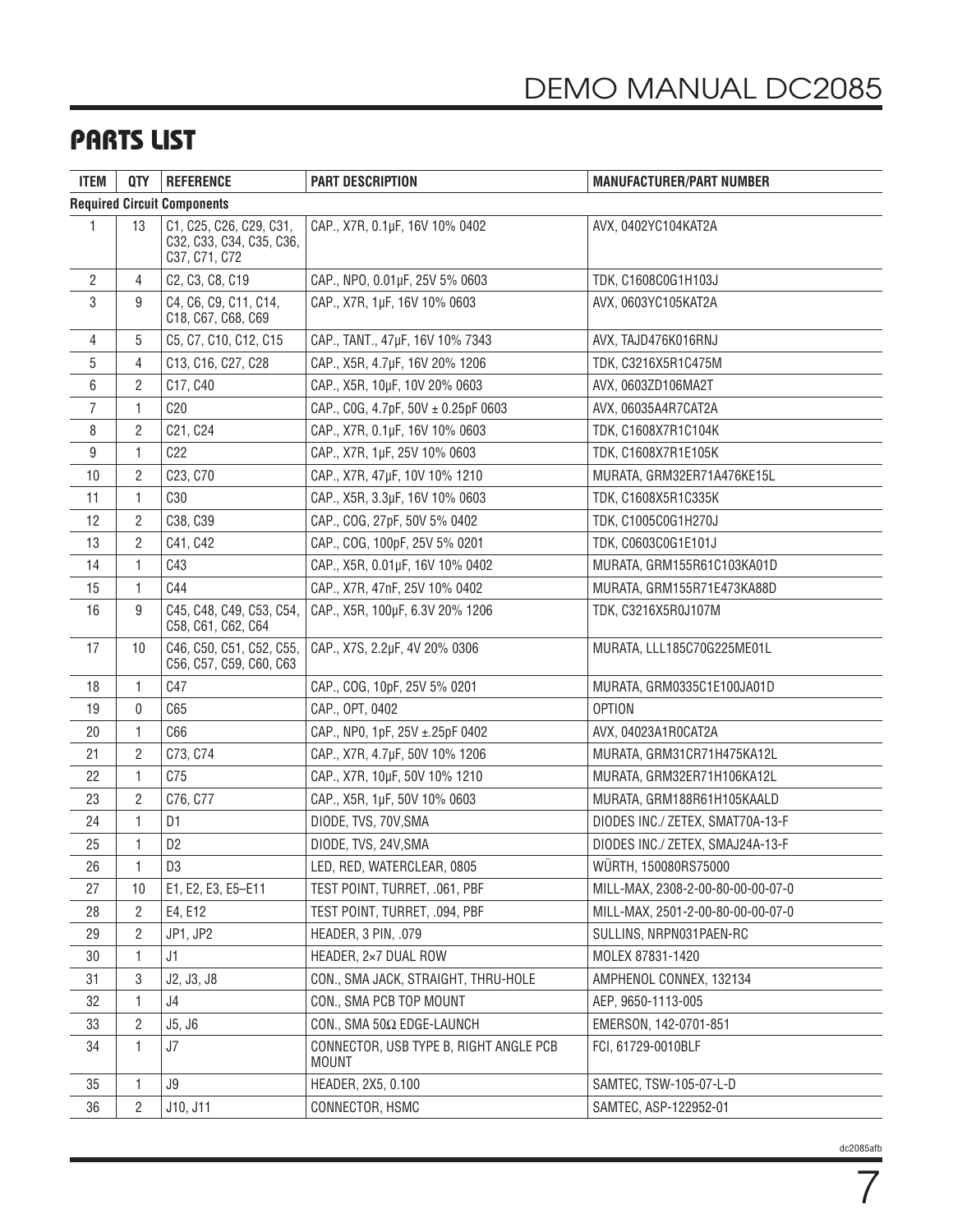## PARTS LIST

| ITEM | QTY | REFERENCE | PART DESCRIPTION | MANUFACTURER/PART NUMBER |
|---|---|---|---|---|
| **Required Circuit Components** | | | | |
| 1 | 13 | C1, C25, C26, C29, C31, C32, C33, C34, C35, C36, C37, C71, C72 | CAP., X7R, 0.1µF, 16V 10% 0402 | AVX, 0402YC104KAT2A |
| 2 | 4 | C2, C3, C8, C19 | CAP., NPO, 0.01µF, 25V 5% 0603 | TDK, C1608C0G1H103J |
| 3 | 9 | C4, C6, C9, C11, C14, C18, C67, C68, C69 | CAP., X7R, 1µF, 16V 10% 0603 | AVX, 0603YC105KAT2A |
| 4 | 5 | C5, C7, C10, C12, C15 | CAP., TANT., 47µF, 16V 10% 7343 | AVX, TAJD476K016RNJ |
| 5 | 4 | C13, C16, C27, C28 | CAP., X5R, 4.7µF, 16V 20% 1206 | TDK, C3216X5R1C475M |
| 6 | 2 | C17, C40 | CAP., X5R, 10µF, 10V 20% 0603 | AVX, 0603ZD106MA2T |
| 7 | 1 | C20 | CAP., C0G, 4.7pF, 50V ± 0.25pF 0603 | AVX, 06035A4R7CAT2A |
| 8 | 2 | C21, C24 | CAP., X7R, 0.1µF, 16V 10% 0603 | TDK, C1608X7R1C104K |
| 9 | 1 | C22 | CAP., X7R, 1µF, 25V 10% 0603 | TDK, C1608X7R1E105K |
| 10 | 2 | C23, C70 | CAP., X7R, 47µF, 10V 10% 1210 | MURATA, GRM32ER71A476KE15L |
| 11 | 1 | C30 | CAP., X5R, 3.3µF, 16V 10% 0603 | TDK, C1608X5R1C335K |
| 12 | 2 | C38, C39 | CAP., COG, 27pF, 50V 5% 0402 | TDK, C1005C0G1H270J |
| 13 | 2 | C41, C42 | CAP., COG, 100pF, 25V 5% 0201 | TDK, C0603C0G1E101J |
| 14 | 1 | C43 | CAP., X5R, 0.01µF, 16V 10% 0402 | MURATA, GRM155R61C103KA01D |
| 15 | 1 | C44 | CAP., X7R, 47nF, 25V 10% 0402 | MURATA, GRM155R71E473KA88D |
| 16 | 9 | C45, C48, C49, C53, C54, C58, C61, C62, C64 | CAP., X5R, 100µF, 6.3V 20% 1206 | TDK, C3216X5R0J107M |
| 17 | 10 | C46, C50, C51, C52, C55, C56, C57, C59, C60, C63 | CAP., X7S, 2.2µF, 4V 20% 0306 | MURATA, LLL185C70G225ME01L |
| 18 | 1 | C47 | CAP., COG, 10pF, 25V 5% 0201 | MURATA, GRM0335C1E100JA01D |
| 19 | 0 | C65 | CAP., OPT, 0402 | OPTION |
| 20 | 1 | C66 | CAP., NP0, 1pF, 25V ±.25pF 0402 | AVX, 04023A1R0CAT2A |
| 21 | 2 | C73, C74 | CAP., X7R, 4.7µF, 50V 10% 1206 | MURATA, GRM31CR71H475KA12L |
| 22 | 1 | C75 | CAP., X7R, 10µF, 50V 10% 1210 | MURATA, GRM32ER71H106KA12L |
| 23 | 2 | C76, C77 | CAP., X5R, 1µF, 50V 10% 0603 | MURATA, GRM188R61H105KAALD |
| 24 | 1 | D1 | DIODE, TVS, 70V,SMA | DIODES INC./ ZETEX, SMAT70A-13-F |
| 25 | 1 | D2 | DIODE, TVS, 24V,SMA | DIODES INC./ ZETEX, SMAJ24A-13-F |
| 26 | 1 | D3 | LED, RED, WATERCLEAR, 0805 | WÜRTH, 150080RS75000 |
| 27 | 10 | E1, E2, E3, E5–E11 | TEST POINT, TURRET, .061, PBF | MILL-MAX, 2308-2-00-80-00-00-07-0 |
| 28 | 2 | E4, E12 | TEST POINT, TURRET, .094, PBF | MILL-MAX, 2501-2-00-80-00-00-07-0 |
| 29 | 2 | JP1, JP2 | HEADER, 3 PIN, .079 | SULLINS, NRPN031PAEN-RC |
| 30 | 1 | J1 | HEADER, 2×7 DUAL ROW | MOLEX 87831-1420 |
| 31 | 3 | J2, J3, J8 | CON., SMA JACK, STRAIGHT, THRU-HOLE | AMPHENOL CONNEX, 132134 |
| 32 | 1 | J4 | CON., SMA PCB TOP MOUNT | AEP, 9650-1113-005 |
| 33 | 2 | J5, J6 | CON., SMA 50Ω EDGE-LAUNCH | EMERSON, 142-0701-851 |
| 34 | 1 | J7 | CONNECTOR, USB TYPE B, RIGHT ANGLE PCB MOUNT | FCI, 61729-0010BLF |
| 35 | 1 | J9 | HEADER, 2X5, 0.100 | SAMTEC, TSW-105-07-L-D |
| 36 | 2 | J10, J11 | CONNECTOR, HSMC | SAMTEC, ASP-122952-01 |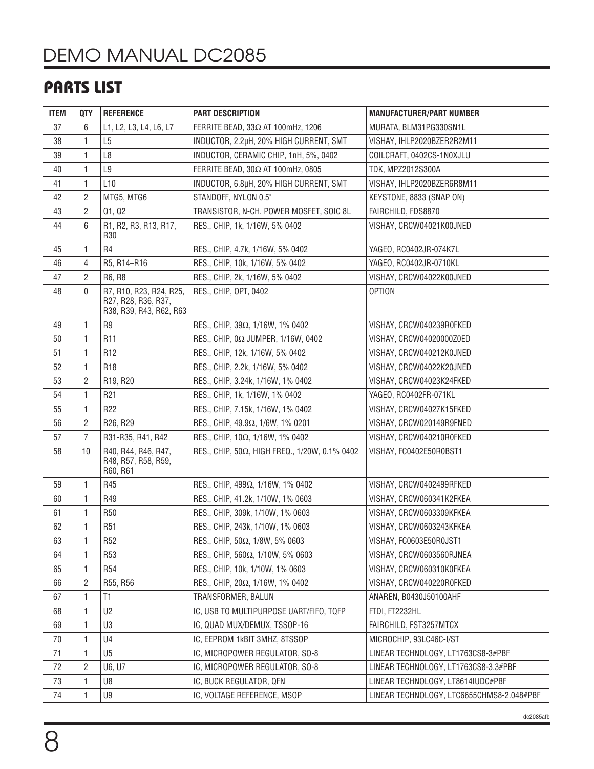## PARTS LIST

| ITEM | QTY | REFERENCE | PART DESCRIPTION | MANUFACTURER/PART NUMBER |
|---|---|---|---|---|
| 37 | 6 | L1, L2, L3, L4, L6, L7 | FERRITE BEAD, 33Ω AT 100mHz, 1206 | MURATA, BLM31PG330SN1L |
| 38 | 1 | L5 | INDUCTOR, 2.2µH, 20% HIGH CURRENT, SMT | VISHAY, IHLP2020BZER2R2M11 |
| 39 | 1 | L8 | INDUCTOR, CERAMIC CHIP, 1nH, 5%, 0402 | COILCRAFT, 0402CS-1N0XJLU |
| 40 | 1 | L9 | FERRITE BEAD, 30Ω AT 100mHz, 0805 | TDK, MPZ2012S300A |
| 41 | 1 | L10 | INDUCTOR, 6.8µH, 20% HIGH CURRENT, SMT | VISHAY, IHLP2020BZER6R8M11 |
| 42 | 2 | MTG5, MTG6 | STANDOFF, NYLON 0.5" | KEYSTONE, 8833 (SNAP ON) |
| 43 | 2 | Q1, Q2 | TRANSISTOR, N-CH. POWER MOSFET, SOIC 8L | FAIRCHILD, FDS8870 |
| 44 | 6 | R1, R2, R3, R13, R17, R30 | RES., CHIP, 1k, 1/16W, 5% 0402 | VISHAY, CRCW04021K00JNED |
| 45 | 1 | R4 | RES., CHIP, 4.7k, 1/16W, 5% 0402 | YAGEO, RC0402JR-074K7L |
| 46 | 4 | R5, R14–R16 | RES., CHIP, 10k, 1/16W, 5% 0402 | YAGEO, RC0402JR-0710KL |
| 47 | 2 | R6, R8 | RES., CHIP, 2k, 1/16W, 5% 0402 | VISHAY, CRCW04022K00JNED |
| 48 | 0 | R7, R10, R23, R24, R25, R27, R28, R36, R37, R38, R39, R43, R62, R63 | RES., CHIP, OPT, 0402 | OPTION |
| 49 | 1 | R9 | RES., CHIP, 39Ω, 1/16W, 1% 0402 | VISHAY, CRCW040239R0FKED |
| 50 | 1 | R11 | RES., CHIP, 0Ω JUMPER, 1/16W, 0402 | VISHAY, CRCW04020000Z0ED |
| 51 | 1 | R12 | RES., CHIP, 12k, 1/16W, 5% 0402 | VISHAY, CRCW040212K0JNED |
| 52 | 1 | R18 | RES., CHIP, 2.2k, 1/16W, 5% 0402 | VISHAY, CRCW04022K20JNED |
| 53 | 2 | R19, R20 | RES., CHIP, 3.24k, 1/16W, 1% 0402 | VISHAY, CRCW04023K24FKED |
| 54 | 1 | R21 | RES., CHIP, 1k, 1/16W, 1% 0402 | YAGEO, RC0402FR-071KL |
| 55 | 1 | R22 | RES., CHIP, 7.15k, 1/16W, 1% 0402 | VISHAY, CRCW04027K15FKED |
| 56 | 2 | R26, R29 | RES., CHIP, 49.9Ω, 1/6W, 1% 0201 | VISHAY, CRCW020149R9FNED |
| 57 | 7 | R31-R35, R41, R42 | RES., CHIP, 10Ω, 1/16W, 1% 0402 | VISHAY, CRCW040210R0FKED |
| 58 | 10 | R40, R44, R46, R47, R48, R57, R58, R59, R60, R61 | RES., CHIP, 50Ω, HIGH FREQ., 1/20W, 0.1% 0402 | VISHAY, FC0402E50R0BST1 |
| 59 | 1 | R45 | RES., CHIP, 499Ω, 1/16W, 1% 0402 | VISHAY, CRCW0402499RFKED |
| 60 | 1 | R49 | RES., CHIP, 41.2k, 1/10W, 1% 0603 | VISHAY, CRCW060341K2FKEA |
| 61 | 1 | R50 | RES., CHIP, 309k, 1/10W, 1% 0603 | VISHAY, CRCW0603309KFKEA |
| 62 | 1 | R51 | RES., CHIP, 243k, 1/10W, 1% 0603 | VISHAY, CRCW0603243KFKEA |
| 63 | 1 | R52 | RES., CHIP, 50Ω, 1/8W, 5% 0603 | VISHAY, FC0603E50R0JST1 |
| 64 | 1 | R53 | RES., CHIP, 560Ω, 1/10W, 5% 0603 | VISHAY, CRCW0603560RJNEA |
| 65 | 1 | R54 | RES., CHIP, 10k, 1/10W, 1% 0603 | VISHAY, CRCW060310K0FKEA |
| 66 | 2 | R55, R56 | RES., CHIP, 20Ω, 1/16W, 1% 0402 | VISHAY, CRCW040220R0FKED |
| 67 | 1 | T1 | TRANSFORMER, BALUN | ANAREN, B0430J50100AHF |
| 68 | 1 | U2 | IC, USB TO MULTIPURPOSE UART/FIFO, TQFP | FTDI, FT2232HL |
| 69 | 1 | U3 | IC, QUAD MUX/DEMUX, TSSOP-16 | FAIRCHILD, FST3257MTCX |
| 70 | 1 | U4 | IC, EEPROM 1kBIT 3MHZ, 8TSSOP | MICROCHIP, 93LC46C-I/ST |
| 71 | 1 | U5 | IC, MICROPOWER REGULATOR, SO-8 | LINEAR TECHNOLOGY, LT1763CS8-3#PBF |
| 72 | 2 | U6, U7 | IC, MICROPOWER REGULATOR, SO-8 | LINEAR TECHNOLOGY, LT1763CS8-3.3#PBF |
| 73 | 1 | U8 | IC, BUCK REGULATOR, QFN | LINEAR TECHNOLOGY, LT8614IUDC#PBF |
| 74 | 1 | U9 | IC, VOLTAGE REFERENCE, MSOP | LINEAR TECHNOLOGY, LTC6655CHMS8-2.048#PBF |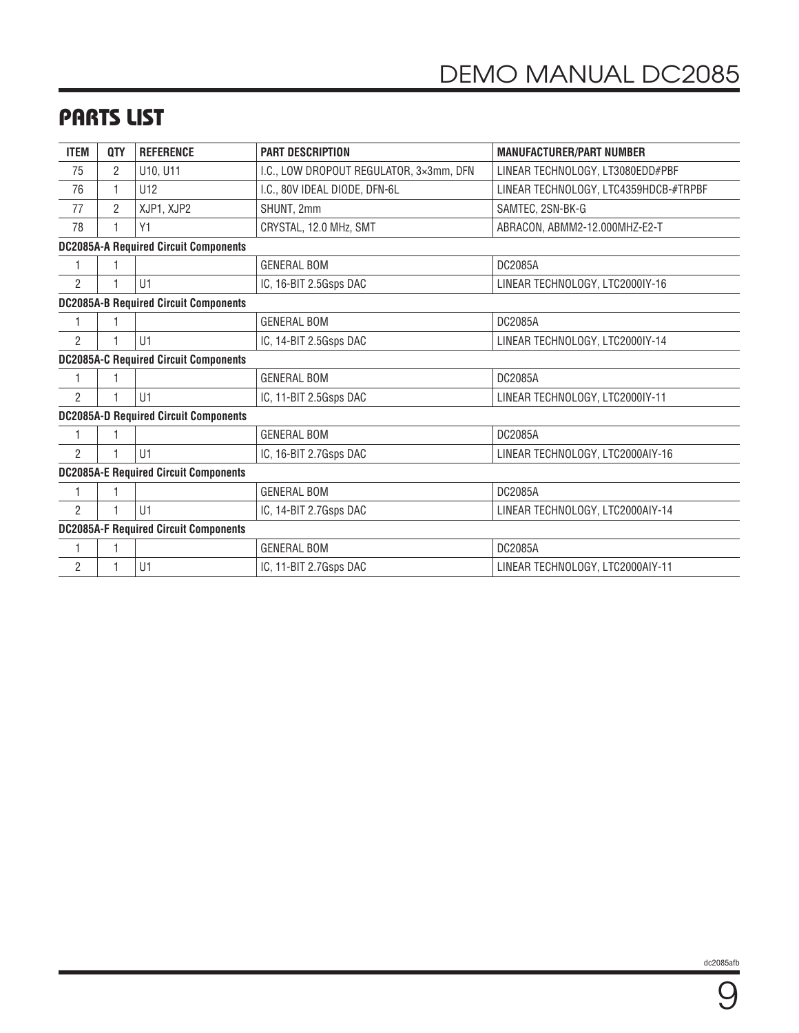## PARTS LIST

| ITEM | QTY | REFERENCE | PART DESCRIPTION | MANUFACTURER/PART NUMBER |
|---|---|---|---|---|
| 75 | 2 | U10, U11 | I.C., LOW DROPOUT REGULATOR, 3×3mm, DFN | LINEAR TECHNOLOGY, LT3080EDD#PBF |
| 76 | 1 | U12 | I.C., 80V IDEAL DIODE, DFN-6L | LINEAR TECHNOLOGY, LTC4359HDCB-#TRPBF |
| 77 | 2 | XJP1, XJP2 | SHUNT, 2mm | SAMTEC, 2SN-BK-G |
| 78 | 1 | Y1 | CRYSTAL, 12.0 MHz, SMT | ABRACON, ABMM2-12.000MHZ-E2-T |
| **DC2085A-A Required Circuit Components** | | | | |
| 1 | 1 | | GENERAL BOM | DC2085A |
| 2 | 1 | U1 | IC, 16-BIT 2.5Gsps DAC | LINEAR TECHNOLOGY, LTC2000IY-16 |
| **DC2085A-B Required Circuit Components** | | | | |
| 1 | 1 | | GENERAL BOM | DC2085A |
| 2 | 1 | U1 | IC, 14-BIT 2.5Gsps DAC | LINEAR TECHNOLOGY, LTC2000IY-14 |
| **DC2085A-C Required Circuit Components** | | | | |
| 1 | 1 | | GENERAL BOM | DC2085A |
| 2 | 1 | U1 | IC, 11-BIT 2.5Gsps DAC | LINEAR TECHNOLOGY, LTC2000IY-11 |
| **DC2085A-D Required Circuit Components** | | | | |
| 1 | 1 | | GENERAL BOM | DC2085A |
| 2 | 1 | U1 | IC, 16-BIT 2.7Gsps DAC | LINEAR TECHNOLOGY, LTC2000AIY-16 |
| **DC2085A-E Required Circuit Components** | | | | |
| 1 | 1 | | GENERAL BOM | DC2085A |
| 2 | 1 | U1 | IC, 14-BIT 2.7Gsps DAC | LINEAR TECHNOLOGY, LTC2000AIY-14 |
| **DC2085A-F Required Circuit Components** | | | | |
| 1 | 1 | | GENERAL BOM | DC2085A |
| 2 | 1 | U1 | IC, 11-BIT 2.7Gsps DAC | LINEAR TECHNOLOGY, LTC2000AIY-11 |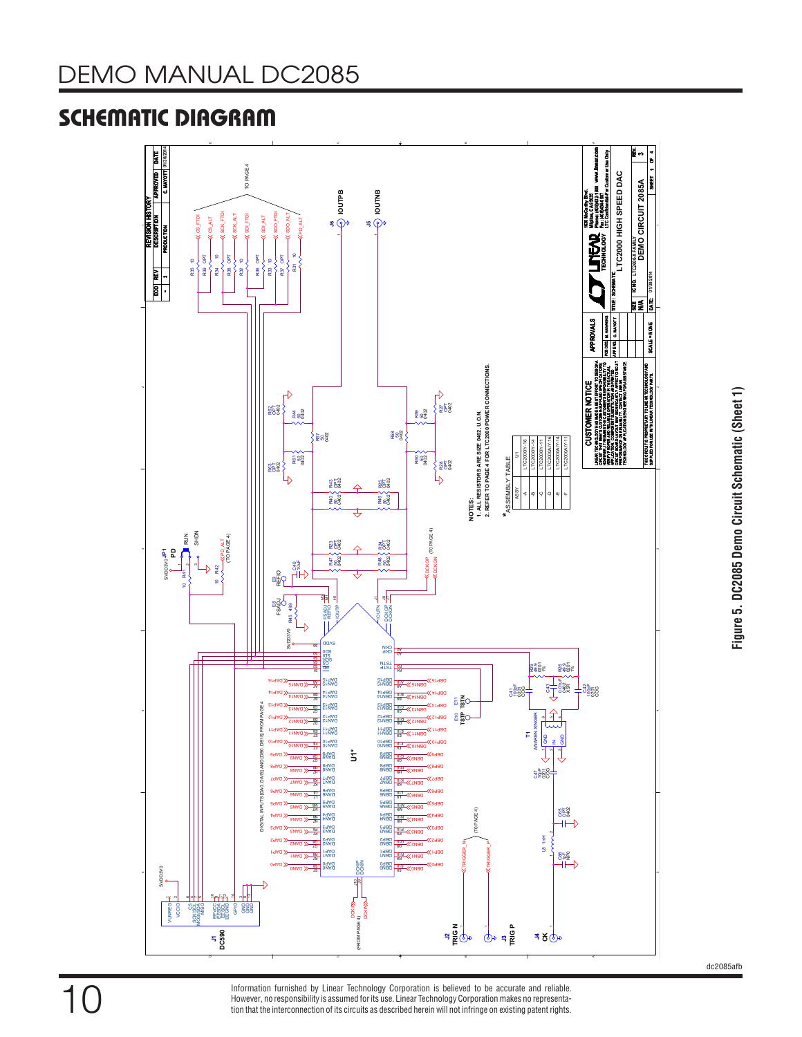# SCHEMATIC DIAGRAM

NOTES:

1. ALL RESISTORS ARE SIZE 0402, U.O.N.
2. REFER TO PAGE 4 FOR LTC2000 POWER CONNECTIONS.

*ASSEMBLY TABLE

| ASSY | U1 |
|---|---|
| -A | LTC2000Y-16 |
| -B | LTC2000Y-14 |
| -C | LTC2000Y-11 |
| -D | LTC2000AY-16 |
| -E | LTC2000AY-14 |
| -F | LTC2000AY-11 |

REVISION HISTORY

| ECO | REV | DESCRIPTION | APPROVED | DATE |
|---|---|---|---|---|
| - | 3 | PRODUCTION | C. MAYOTT | 01/30/2014 |

TITLE: SCHEMATIC — LTC2000 HIGH SPEED DAC, DEMO CIRCUIT 2085A, IC NO. LTC2000-X FAMILY, SIZE N/A, DATE: 01/30/2014, SCALE = NONE, SHEET 1 OF 4, REV. 3

Figure 5. DC2085 Demo Circuit Schematic (Sheet 1)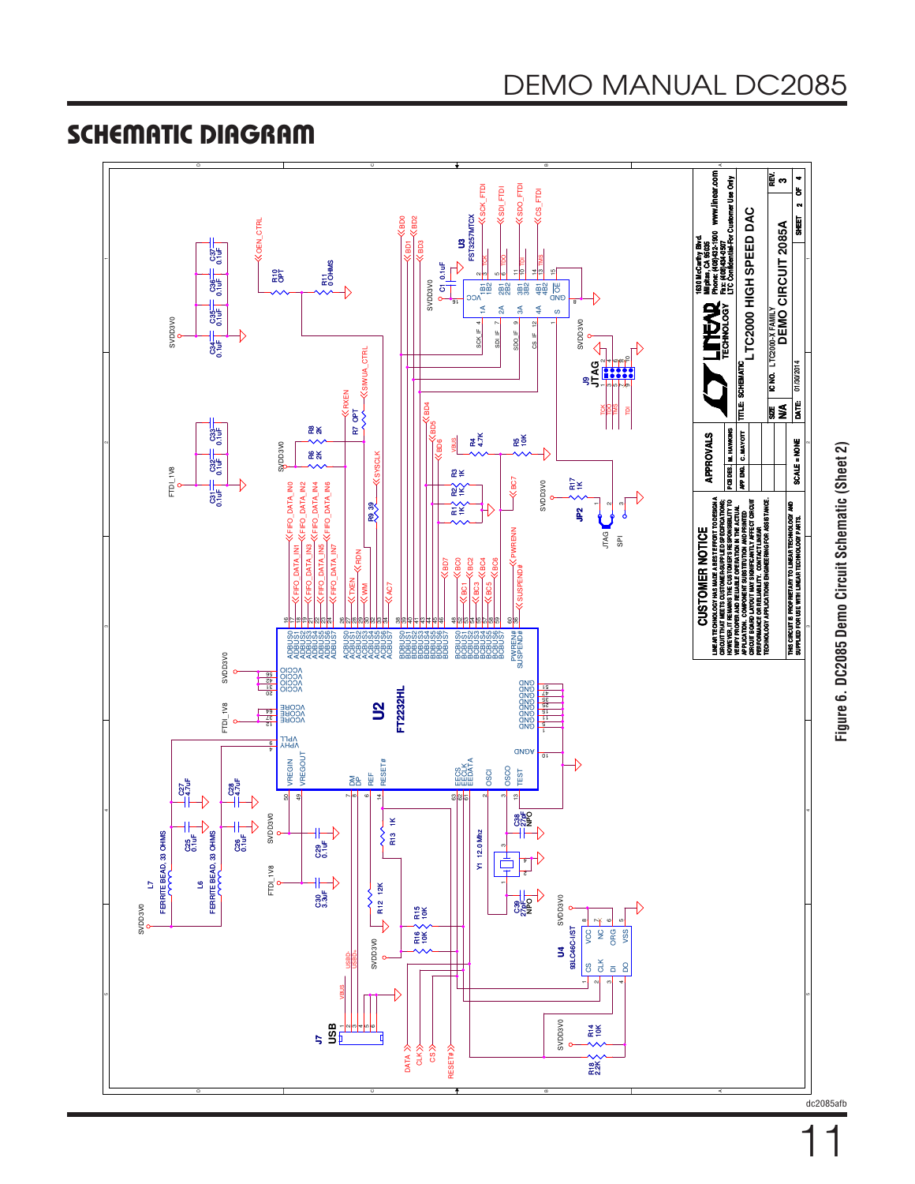## SCHEMATIC DIAGRAM

Figure 6. DC2085 Demo Circuit Schematic (Sheet 2)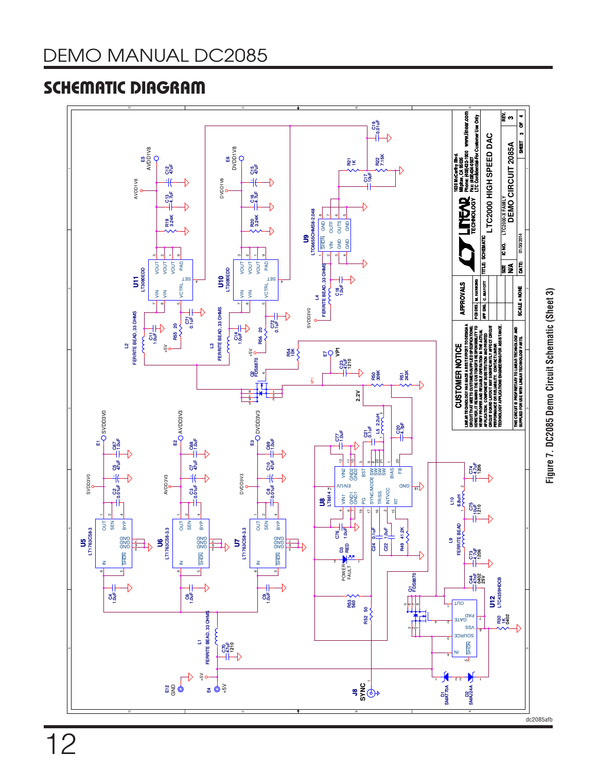## SCHEMATIC DIAGRAM

Figure 7. DC2085 Demo Circuit Schematic (Sheet 3)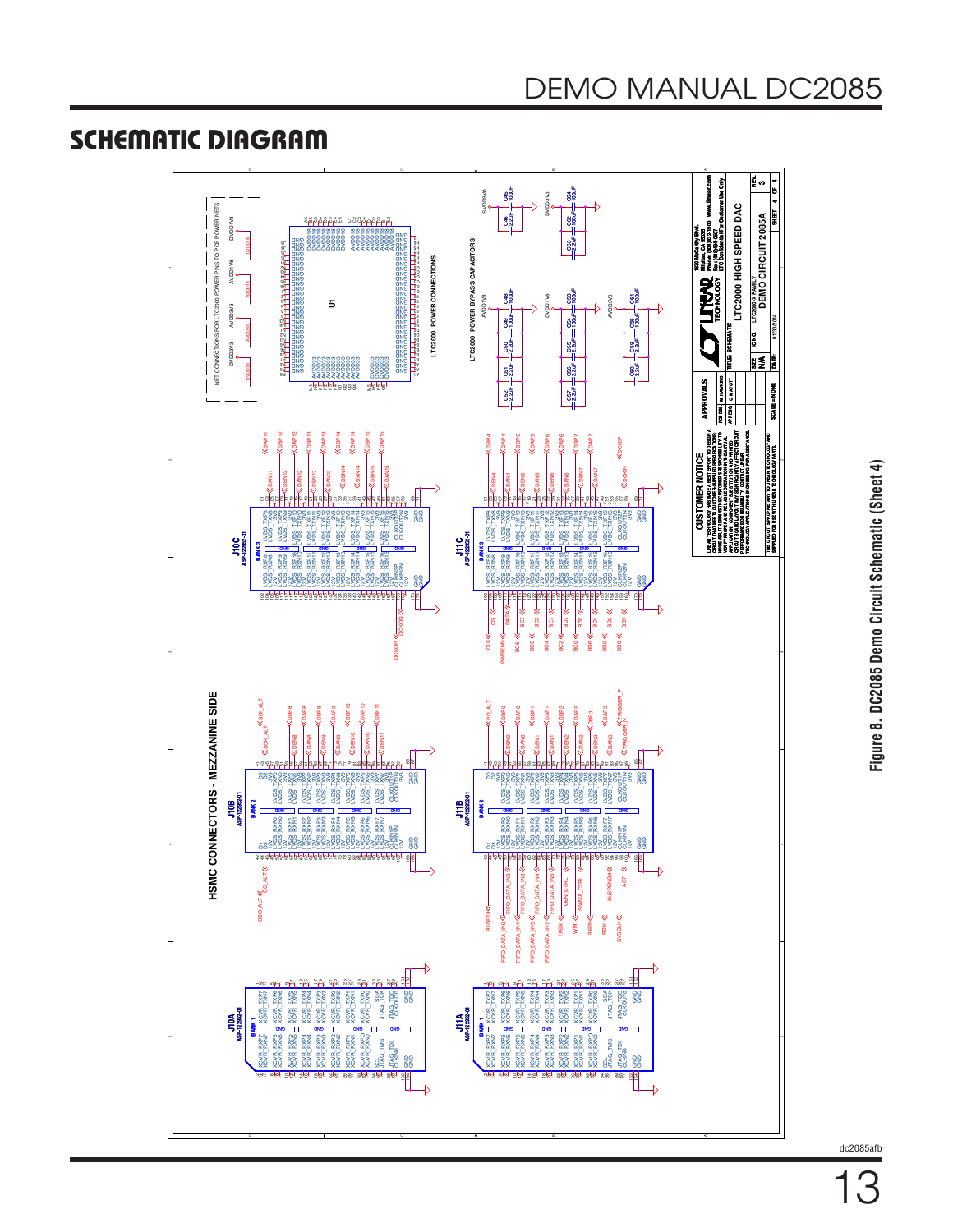## SCHEMATIC DIAGRAM

Figure 8. DC2085 Demo Circuit Schematic (Sheet 4)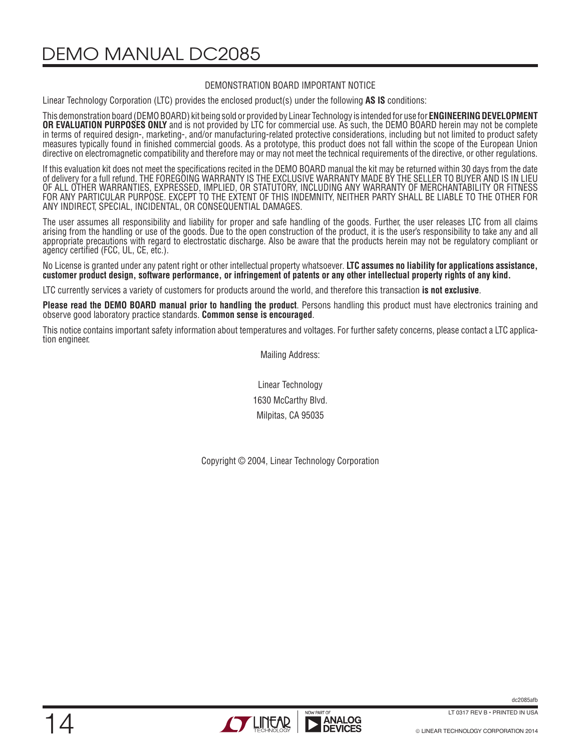## DEMONSTRATION BOARD IMPORTANT NOTICE

Linear Technology Corporation (LTC) provides the enclosed product(s) under the following **AS IS** conditions:

This demonstration board (DEMO BOARD) kit being sold or provided by Linear Technology is intended for use for **ENGINEERING DEVELOPMENT OR EVALUATION PURPOSES ONLY** and is not provided by LTC for commercial use. As such, the DEMO BOARD herein may not be complete in terms of required design-, marketing-, and/or manufacturing-related protective considerations, including but not limited to product safety measures typically found in finished commercial goods. As a prototype, this product does not fall within the scope of the European Union directive on electromagnetic compatibility and therefore may or may not meet the technical requirements of the directive, or other regulations.

If this evaluation kit does not meet the specifications recited in the DEMO BOARD manual the kit may be returned within 30 days from the date of delivery for a full refund. THE FOREGOING WARRANTY IS THE EXCLUSIVE WARRANTY MADE BY THE SELLER TO BUYER AND IS IN LIEU OF ALL OTHER WARRANTIES, EXPRESSED, IMPLIED, OR STATUTORY, INCLUDING ANY WARRANTY OF MERCHANTABILITY OR FITNESS FOR ANY PARTICULAR PURPOSE. EXCEPT TO THE EXTENT OF THIS INDEMNITY, NEITHER PARTY SHALL BE LIABLE TO THE OTHER FOR ANY INDIRECT, SPECIAL, INCIDENTAL, OR CONSEQUENTIAL DAMAGES.

The user assumes all responsibility and liability for proper and safe handling of the goods. Further, the user releases LTC from all claims arising from the handling or use of the goods. Due to the open construction of the product, it is the user's responsibility to take any and all appropriate precautions with regard to electrostatic discharge. Also be aware that the products herein may not be regulatory compliant or agency certified (FCC, UL, CE, etc.).

No License is granted under any patent right or other intellectual property whatsoever. **LTC assumes no liability for applications assistance, customer product design, software performance, or infringement of patents or any other intellectual property rights of any kind.**

LTC currently services a variety of customers for products around the world, and therefore this transaction **is not exclusive**.

**Please read the DEMO BOARD manual prior to handling the product**. Persons handling this product must have electronics training and observe good laboratory practice standards. **Common sense is encouraged**.

This notice contains important safety information about temperatures and voltages. For further safety concerns, please contact a LTC application engineer.

Mailing Address:

Linear Technology
1630 McCarthy Blvd.
Milpitas, CA 95035

Copyright © 2004, Linear Technology Corporation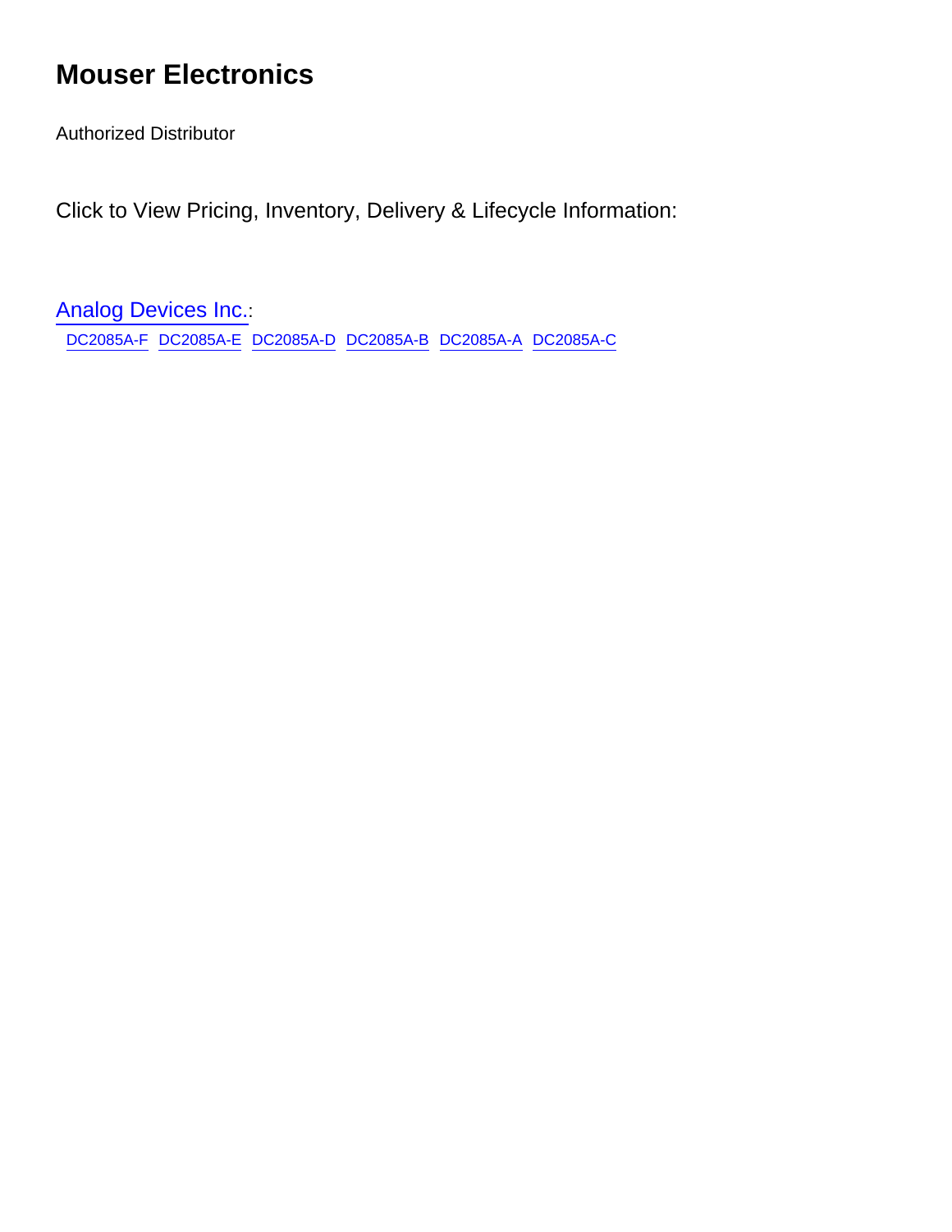# Mouser Electronics

Authorized Distributor

Click to View Pricing, Inventory, Delivery & Lifecycle Information:

Analog Devices Inc.:

DC2085A-F DC2085A-E DC2085A-D DC2085A-B DC2085A-A DC2085A-C